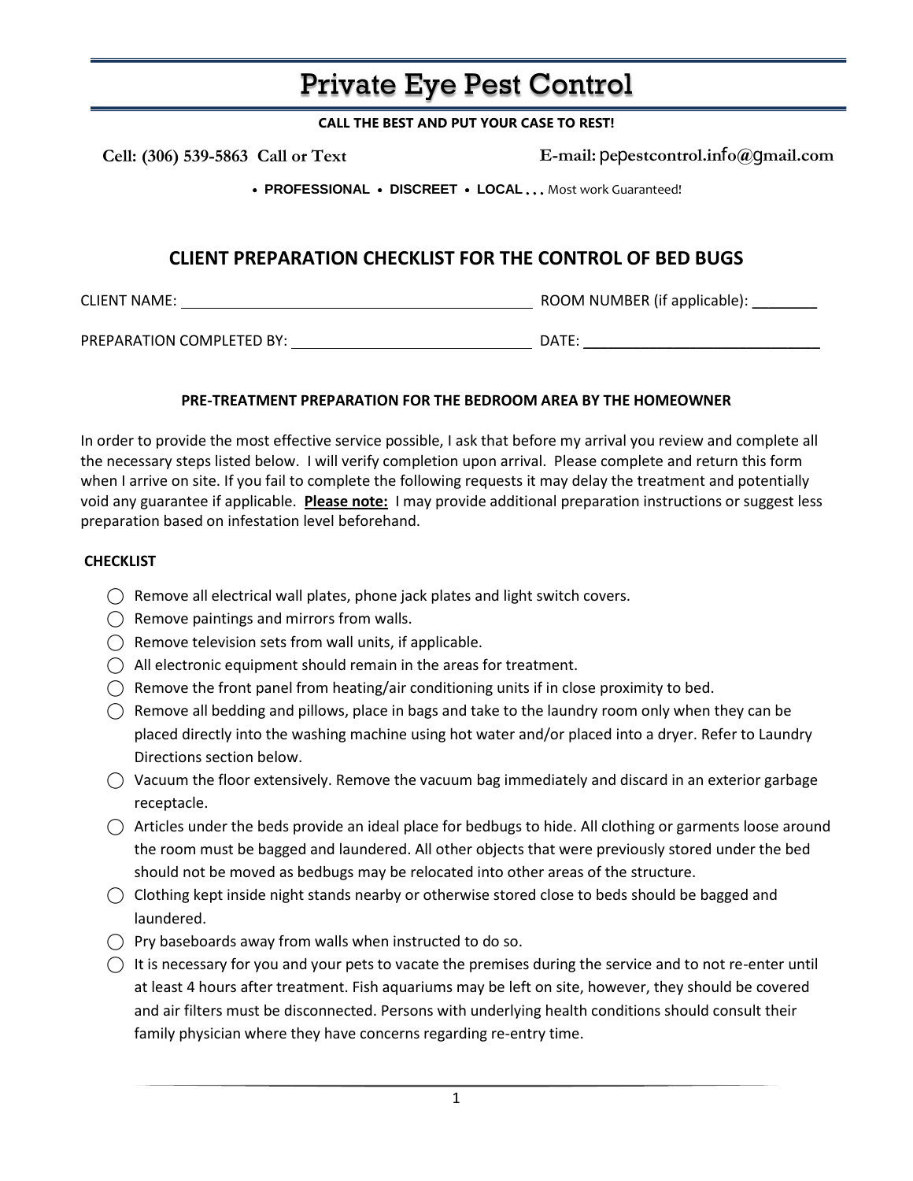# Private Eye Pest Control

**CALL THE BEST AND PUT YOUR CASE TO REST!**

**Cell: (306) 539-5863 Call or Text** **E-mail: pepestcontrol.info@gmail.com**

• **PROFESSIONAL** • **DISCREET** • **LOCAL** … Most work Guaranteed!

## CLIENT PREPARATION CHECKLIST FOR THE CONTROL OF BED BUGS

CLIENT NAME: ______________________________ ROOM NUMBER (if applicable): ________

PREPARATION COMPLETED BY: ______________________ DATE: ______________________

### PRE-TREATMENT PREPARATION FOR THE BEDROOM AREA BY THE HOMEOWNER

In order to provide the most effective service possible, I ask that before my arrival you review and complete all the necessary steps listed below. I will verify completion upon arrival. Please complete and return this form when I arrive on site. If you fail to complete the following requests it may delay the treatment and potentially void any guarantee if applicable. **Please note:** I may provide additional preparation instructions or suggest less preparation based on infestation level beforehand.

**CHECKLIST**

- ◯ Remove all electrical wall plates, phone jack plates and light switch covers.
- ◯ Remove paintings and mirrors from walls.
- ◯ Remove television sets from wall units, if applicable.
- ◯ All electronic equipment should remain in the areas for treatment.
- ◯ Remove the front panel from heating/air conditioning units if in close proximity to bed.
- ◯ Remove all bedding and pillows, place in bags and take to the laundry room only when they can be placed directly into the washing machine using hot water and/or placed into a dryer. Refer to Laundry Directions section below.
- ◯ Vacuum the floor extensively. Remove the vacuum bag immediately and discard in an exterior garbage receptacle.
- ◯ Articles under the beds provide an ideal place for bedbugs to hide. All clothing or garments loose around the room must be bagged and laundered. All other objects that were previously stored under the bed should not be moved as bedbugs may be relocated into other areas of the structure.
- ◯ Clothing kept inside night stands nearby or otherwise stored close to beds should be bagged and laundered.
- ◯ Pry baseboards away from walls when instructed to do so.
- ◯ It is necessary for you and your pets to vacate the premises during the service and to not re-enter until at least 4 hours after treatment. Fish aquariums may be left on site, however, they should be covered and air filters must be disconnected. Persons with underlying health conditions should consult their family physician where they have concerns regarding re-entry time.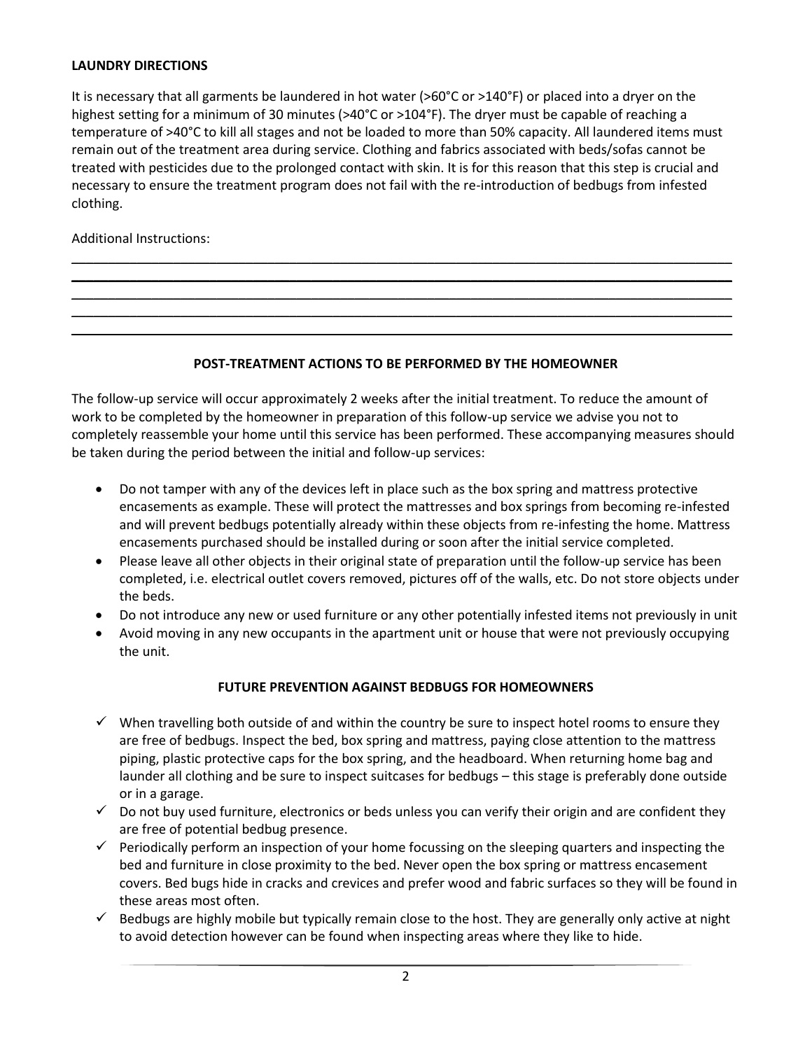**LAUNDRY DIRECTIONS**

It is necessary that all garments be laundered in hot water (>60°C or >140°F) or placed into a dryer on the highest setting for a minimum of 30 minutes (>40°C or >104°F). The dryer must be capable of reaching a temperature of >40°C to kill all stages and not be loaded to more than 50% capacity. All laundered items must remain out of the treatment area during service. Clothing and fabrics associated with beds/sofas cannot be treated with pesticides due to the prolonged contact with skin. It is for this reason that this step is crucial and necessary to ensure the treatment program does not fail with the re-introduction of bedbugs from infested clothing.

Additional Instructions:

\_\_\_\_\_\_\_\_\_\_\_\_\_\_\_\_\_\_\_\_\_\_\_\_\_\_\_\_\_\_\_\_\_\_\_\_\_\_\_\_\_\_\_\_\_\_\_\_\_\_\_\_\_\_\_\_\_\_\_\_\_\_\_\_\_\_\_\_\_\_\_\_\_\_\_\_\_\_

\_\_\_\_\_\_\_\_\_\_\_\_\_\_\_\_\_\_\_\_\_\_\_\_\_\_\_\_\_\_\_\_\_\_\_\_\_\_\_\_\_\_\_\_\_\_\_\_\_\_\_\_\_\_\_\_\_\_\_\_\_\_\_\_\_\_\_\_\_\_\_\_\_\_\_\_\_\_

\_\_\_\_\_\_\_\_\_\_\_\_\_\_\_\_\_\_\_\_\_\_\_\_\_\_\_\_\_\_\_\_\_\_\_\_\_\_\_\_\_\_\_\_\_\_\_\_\_\_\_\_\_\_\_\_\_\_\_\_\_\_\_\_\_\_\_\_\_\_\_\_\_\_\_\_\_\_

\_\_\_\_\_\_\_\_\_\_\_\_\_\_\_\_\_\_\_\_\_\_\_\_\_\_\_\_\_\_\_\_\_\_\_\_\_\_\_\_\_\_\_\_\_\_\_\_\_\_\_\_\_\_\_\_\_\_\_\_\_\_\_\_\_\_\_\_\_\_\_\_\_\_\_\_\_\_

\_\_\_\_\_\_\_\_\_\_\_\_\_\_\_\_\_\_\_\_\_\_\_\_\_\_\_\_\_\_\_\_\_\_\_\_\_\_\_\_\_\_\_\_\_\_\_\_\_\_\_\_\_\_\_\_\_\_\_\_\_\_\_\_\_\_\_\_\_\_\_\_\_\_\_\_\_\_

**POST-TREATMENT ACTIONS TO BE PERFORMED BY THE HOMEOWNER**

The follow-up service will occur approximately 2 weeks after the initial treatment. To reduce the amount of work to be completed by the homeowner in preparation of this follow-up service we advise you not to completely reassemble your home until this service has been performed. These accompanying measures should be taken during the period between the initial and follow-up services:

- Do not tamper with any of the devices left in place such as the box spring and mattress protective encasements as example. These will protect the mattresses and box springs from becoming re-infested and will prevent bedbugs potentially already within these objects from re-infesting the home. Mattress encasements purchased should be installed during or soon after the initial service completed.
- Please leave all other objects in their original state of preparation until the follow-up service has been completed, i.e. electrical outlet covers removed, pictures off of the walls, etc. Do not store objects under the beds.
- Do not introduce any new or used furniture or any other potentially infested items not previously in unit
- Avoid moving in any new occupants in the apartment unit or house that were not previously occupying the unit.

**FUTURE PREVENTION AGAINST BEDBUGS FOR HOMEOWNERS**

- ✓ When travelling both outside of and within the country be sure to inspect hotel rooms to ensure they are free of bedbugs. Inspect the bed, box spring and mattress, paying close attention to the mattress piping, plastic protective caps for the box spring, and the headboard. When returning home bag and launder all clothing and be sure to inspect suitcases for bedbugs – this stage is preferably done outside or in a garage.
- ✓ Do not buy used furniture, electronics or beds unless you can verify their origin and are confident they are free of potential bedbug presence.
- ✓ Periodically perform an inspection of your home focussing on the sleeping quarters and inspecting the bed and furniture in close proximity to the bed. Never open the box spring or mattress encasement covers. Bed bugs hide in cracks and crevices and prefer wood and fabric surfaces so they will be found in these areas most often.
- ✓ Bedbugs are highly mobile but typically remain close to the host. They are generally only active at night to avoid detection however can be found when inspecting areas where they like to hide.